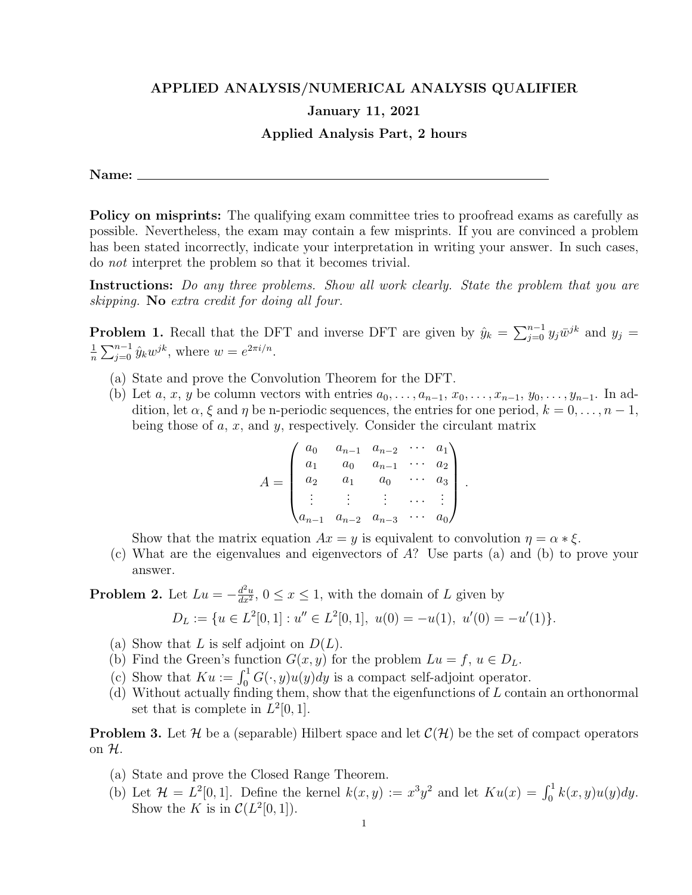# APPLIED ANALYSIS/NUMERICAL ANALYSIS QUALIFIER

## January 11, 2021

## Applied Analysis Part, 2 hours

**Name:** ______________________________________________

**Policy on misprints:** The qualifying exam committee tries to proofread exams as carefully as possible. Nevertheless, the exam may contain a few misprints. If you are convinced a problem has been stated incorrectly, indicate your interpretation in writing your answer. In such cases, do *not* interpret the problem so that it becomes trivial.

**Instructions:** *Do any three problems. Show all work clearly. State the problem that you are skipping.* **No** *extra credit for doing all four.*

**Problem 1.** Recall that the DFT and inverse DFT are given by $\hat{y}_k = \sum_{j=0}^{n-1} y_j \bar{w}^{jk}$ and $y_j = \frac{1}{n}\sum_{j=0}^{n-1} \hat{y}_k w^{jk}$, where $w = e^{2\pi i/n}$.

(a) State and prove the Convolution Theorem for the DFT.

(b) Let $a$, $x$, $y$ be column vectors with entries $a_0, \ldots, a_{n-1}$, $x_0, \ldots, x_{n-1}$, $y_0, \ldots, y_{n-1}$. In addition, let $\alpha$, $\xi$ and $\eta$ be n-periodic sequences, the entries for one period, $k = 0, \ldots, n-1$, being those of $a$, $x$, and $y$, respectively. Consider the circulant matrix

$$A = \begin{pmatrix} a_0 & a_{n-1} & a_{n-2} & \cdots & a_1 \\ a_1 & a_0 & a_{n-1} & \cdots & a_2 \\ a_2 & a_1 & a_0 & \cdots & a_3 \\ \vdots & \vdots & \vdots & \cdots & \vdots \\ a_{n-1} & a_{n-2} & a_{n-3} & \cdots & a_0 \end{pmatrix}.$$

Show that the matrix equation $Ax = y$ is equivalent to convolution $\eta = \alpha * \xi$.

(c) What are the eigenvalues and eigenvectors of $A$? Use parts (a) and (b) to prove your answer.

**Problem 2.** Let $Lu = -\frac{d^2u}{dx^2}$, $0 \le x \le 1$, with the domain of $L$ given by

$$D_L := \{u \in L^2[0,1] : u'' \in L^2[0,1],\ u(0) = -u(1),\ u'(0) = -u'(1)\}.$$

(a) Show that $L$ is self adjoint on $D(L)$.

(b) Find the Green's function $G(x,y)$ for the problem $Lu = f$, $u \in D_L$.

(c) Show that $Ku := \int_0^1 G(\cdot, y)u(y)dy$ is a compact self-adjoint operator.

(d) Without actually finding them, show that the eigenfunctions of $L$ contain an orthonormal set that is complete in $L^2[0,1]$.

**Problem 3.** Let $\mathcal{H}$ be a (separable) Hilbert space and let $\mathcal{C}(\mathcal{H})$ be the set of compact operators on $\mathcal{H}$.

(a) State and prove the Closed Range Theorem.

(b) Let $\mathcal{H} = L^2[0,1]$. Define the kernel $k(x,y) := x^3y^2$ and let $Ku(x) = \int_0^1 k(x,y)u(y)dy$. Show the $K$ is in $\mathcal{C}(L^2[0,1])$.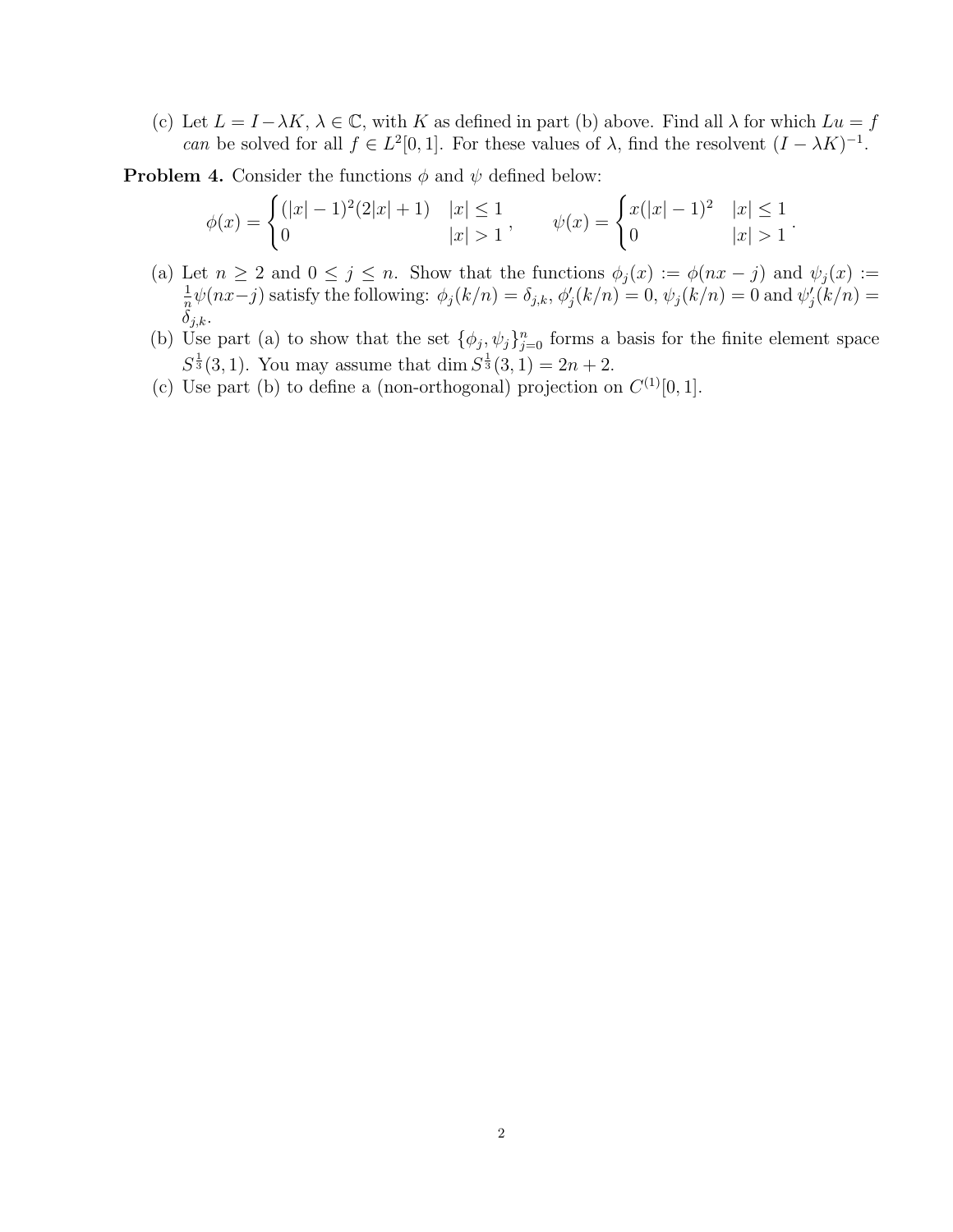(c) Let $L = I - \lambda K$, $\lambda \in \mathbb{C}$, with $K$ as defined in part (b) above. Find all $\lambda$ for which $Lu = f$ *can* be solved for all $f \in L^2[0,1]$. For these values of $\lambda$, find the resolvent $(I - \lambda K)^{-1}$.

**Problem 4.** Consider the functions $\phi$ and $\psi$ defined below:

$$\phi(x) = \begin{cases} (|x|-1)^2(2|x|+1) & |x| \le 1 \\ 0 & |x| > 1 \end{cases}, \qquad \psi(x) = \begin{cases} x(|x|-1)^2 & |x| \le 1 \\ 0 & |x| > 1 \end{cases}.$$

(a) Let $n \ge 2$ and $0 \le j \le n$. Show that the functions $\phi_j(x) := \phi(nx - j)$ and $\psi_j(x) := \frac{1}{n}\psi(nx - j)$ satisfy the following: $\phi_j(k/n) = \delta_{j,k}$, $\phi_j'(k/n) = 0$, $\psi_j(k/n) = 0$ and $\psi_j'(k/n) = \delta_{j,k}$.

(b) Use part (a) to show that the set $\{\phi_j, \psi_j\}_{j=0}^{n}$ forms a basis for the finite element space $S^{\frac{1}{3}}(3,1)$. You may assume that $\dim S^{\frac{1}{3}}(3,1) = 2n+2$.

(c) Use part (b) to define a (non-orthogonal) projection on $C^{(1)}[0,1]$.